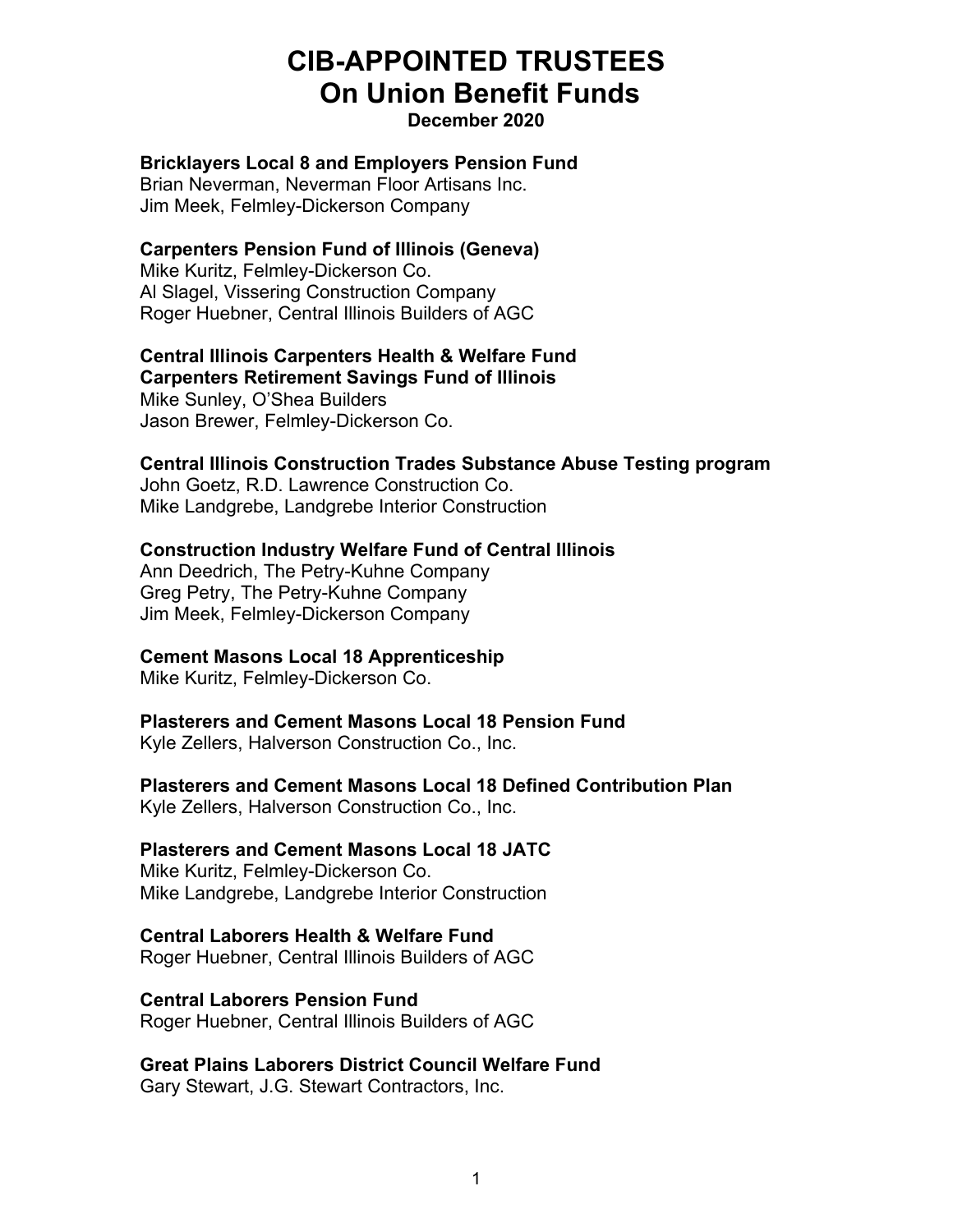# CIB-APPOINTED TRUSTEES
# On Union Benefit Funds

**December 2020**

**Bricklayers Local 8 and Employers Pension Fund**
Brian Neverman, Neverman Floor Artisans Inc.
Jim Meek, Felmley-Dickerson Company

**Carpenters Pension Fund of Illinois (Geneva)**
Mike Kuritz, Felmley-Dickerson Co.
Al Slagel, Vissering Construction Company
Roger Huebner, Central Illinois Builders of AGC

**Central Illinois Carpenters Health & Welfare Fund**
**Carpenters Retirement Savings Fund of Illinois**
Mike Sunley, O'Shea Builders
Jason Brewer, Felmley-Dickerson Co.

**Central Illinois Construction Trades Substance Abuse Testing program**
John Goetz, R.D. Lawrence Construction Co.
Mike Landgrebe, Landgrebe Interior Construction

**Construction Industry Welfare Fund of Central Illinois**
Ann Deedrich, The Petry-Kuhne Company
Greg Petry, The Petry-Kuhne Company
Jim Meek, Felmley-Dickerson Company

**Cement Masons Local 18 Apprenticeship**
Mike Kuritz, Felmley-Dickerson Co.

**Plasterers and Cement Masons Local 18 Pension Fund**
Kyle Zellers, Halverson Construction Co., Inc.

**Plasterers and Cement Masons Local 18 Defined Contribution Plan**
Kyle Zellers, Halverson Construction Co., Inc.

**Plasterers and Cement Masons Local 18 JATC**
Mike Kuritz, Felmley-Dickerson Co.
Mike Landgrebe, Landgrebe Interior Construction

**Central Laborers Health & Welfare Fund**
Roger Huebner, Central Illinois Builders of AGC

**Central Laborers Pension Fund**
Roger Huebner, Central Illinois Builders of AGC

**Great Plains Laborers District Council Welfare Fund**
Gary Stewart, J.G. Stewart Contractors, Inc.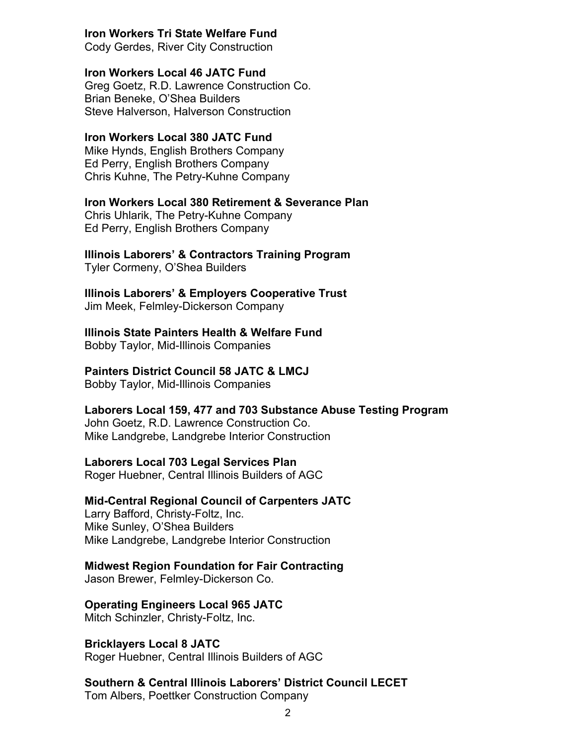**Iron Workers Tri State Welfare Fund**
Cody Gerdes, River City Construction

**Iron Workers Local 46 JATC Fund**
Greg Goetz, R.D. Lawrence Construction Co.
Brian Beneke, O'Shea Builders
Steve Halverson, Halverson Construction

**Iron Workers Local 380 JATC Fund**
Mike Hynds, English Brothers Company
Ed Perry, English Brothers Company
Chris Kuhne, The Petry-Kuhne Company

**Iron Workers Local 380 Retirement & Severance Plan**
Chris Uhlarik, The Petry-Kuhne Company
Ed Perry, English Brothers Company

**Illinois Laborers' & Contractors Training Program**
Tyler Cormeny, O'Shea Builders

**Illinois Laborers' & Employers Cooperative Trust**
Jim Meek, Felmley-Dickerson Company

**Illinois State Painters Health & Welfare Fund**
Bobby Taylor, Mid-Illinois Companies

**Painters District Council 58 JATC & LMCJ**
Bobby Taylor, Mid-Illinois Companies

**Laborers Local 159, 477 and 703 Substance Abuse Testing Program**
John Goetz, R.D. Lawrence Construction Co.
Mike Landgrebe, Landgrebe Interior Construction

**Laborers Local 703 Legal Services Plan**
Roger Huebner, Central Illinois Builders of AGC

**Mid-Central Regional Council of Carpenters JATC**
Larry Bafford, Christy-Foltz, Inc.
Mike Sunley, O'Shea Builders
Mike Landgrebe, Landgrebe Interior Construction

**Midwest Region Foundation for Fair Contracting**
Jason Brewer, Felmley-Dickerson Co.

**Operating Engineers Local 965 JATC**
Mitch Schinzler, Christy-Foltz, Inc.

**Bricklayers Local 8 JATC**
Roger Huebner, Central Illinois Builders of AGC

**Southern & Central Illinois Laborers' District Council LECET**
Tom Albers, Poettker Construction Company